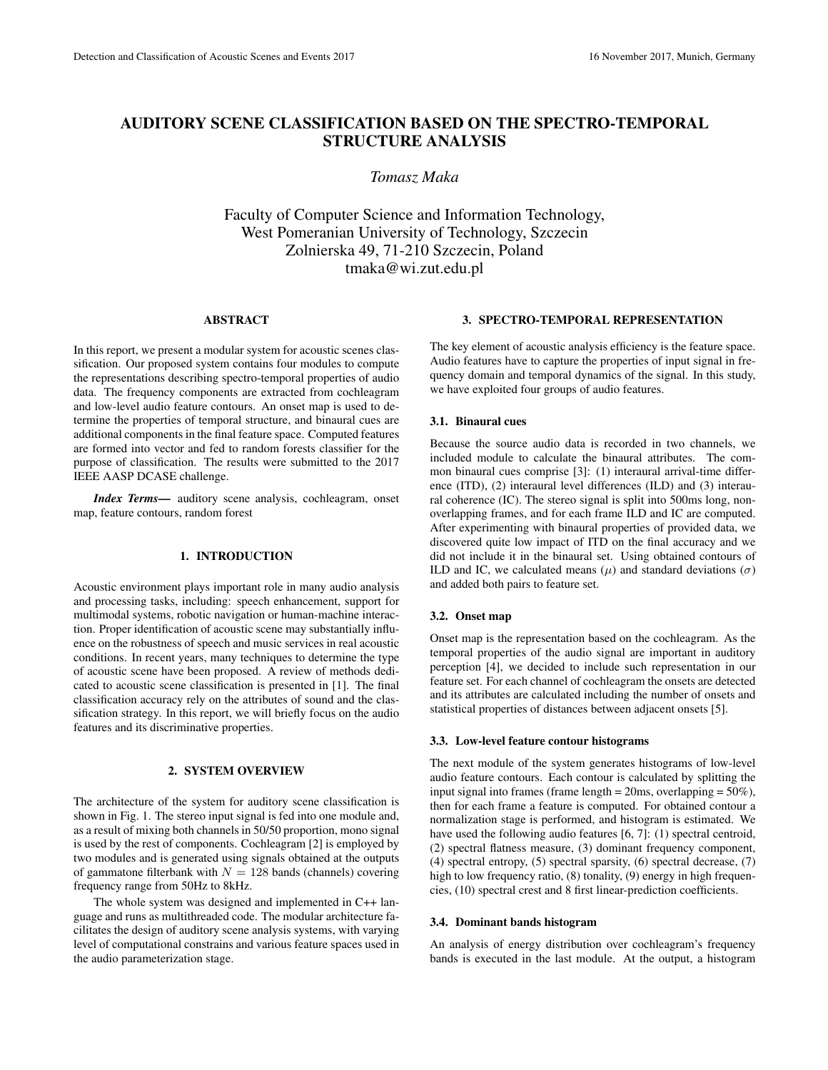# AUDITORY SCENE CLASSIFICATION BASED ON THE SPECTRO-TEMPORAL STRUCTURE ANALYSIS

*Tomasz Maka*

Faculty of Computer Science and Information Technology,
West Pomeranian University of Technology, Szczecin
Zolnierska 49, 71-210 Szczecin, Poland
tmaka@wi.zut.edu.pl

## ABSTRACT

In this report, we present a modular system for acoustic scenes classification. Our proposed system contains four modules to compute the representations describing spectro-temporal properties of audio data. The frequency components are extracted from cochleagram and low-level audio feature contours. An onset map is used to determine the properties of temporal structure, and binaural cues are additional components in the final feature space. Computed features are formed into vector and fed to random forests classifier for the purpose of classification. The results were submitted to the 2017 IEEE AASP DCASE challenge.

***Index Terms***— auditory scene analysis, cochleagram, onset map, feature contours, random forest

## 1. INTRODUCTION

Acoustic environment plays important role in many audio analysis and processing tasks, including: speech enhancement, support for multimodal systems, robotic navigation or human-machine interaction. Proper identification of acoustic scene may substantially influence on the robustness of speech and music services in real acoustic conditions. In recent years, many techniques to determine the type of acoustic scene have been proposed. A review of methods dedicated to acoustic scene classification is presented in [1]. The final classification accuracy rely on the attributes of sound and the classification strategy. In this report, we will briefly focus on the audio features and its discriminative properties.

## 2. SYSTEM OVERVIEW

The architecture of the system for auditory scene classification is shown in Fig. 1. The stereo input signal is fed into one module and, as a result of mixing both channels in 50/50 proportion, mono signal is used by the rest of components. Cochleagram [2] is employed by two modules and is generated using signals obtained at the outputs of gammatone filterbank with $N = 128$ bands (channels) covering frequency range from 50Hz to 8kHz.

The whole system was designed and implemented in C++ language and runs as multithreaded code. The modular architecture facilitates the design of auditory scene analysis systems, with varying level of computational constrains and various feature spaces used in the audio parameterization stage.

## 3. SPECTRO-TEMPORAL REPRESENTATION

The key element of acoustic analysis efficiency is the feature space. Audio features have to capture the properties of input signal in frequency domain and temporal dynamics of the signal. In this study, we have exploited four groups of audio features.

### 3.1. Binaural cues

Because the source audio data is recorded in two channels, we included module to calculate the binaural attributes. The common binaural cues comprise [3]: (1) interaural arrival-time difference (ITD), (2) interaural level differences (ILD) and (3) interaural coherence (IC). The stereo signal is split into 500ms long, non-overlapping frames, and for each frame ILD and IC are computed. After experimenting with binaural properties of provided data, we discovered quite low impact of ITD on the final accuracy and we did not include it in the binaural set. Using obtained contours of ILD and IC, we calculated means ($\mu$) and standard deviations ($\sigma$) and added both pairs to feature set.

### 3.2. Onset map

Onset map is the representation based on the cochleagram. As the temporal properties of the audio signal are important in auditory perception [4], we decided to include such representation in our feature set. For each channel of cochleagram the onsets are detected and its attributes are calculated including the number of onsets and statistical properties of distances between adjacent onsets [5].

### 3.3. Low-level feature contour histograms

The next module of the system generates histograms of low-level audio feature contours. Each contour is calculated by splitting the input signal into frames (frame length = 20ms, overlapping = 50%), then for each frame a feature is computed. For obtained contour a normalization stage is performed, and histogram is estimated. We have used the following audio features [6, 7]: (1) spectral centroid, (2) spectral flatness measure, (3) dominant frequency component, (4) spectral entropy, (5) spectral sparsity, (6) spectral decrease, (7) high to low frequency ratio, (8) tonality, (9) energy in high frequencies, (10) spectral crest and 8 first linear-prediction coefficients.

### 3.4. Dominant bands histogram

An analysis of energy distribution over cochleagram's frequency bands is executed in the last module. At the output, a histogram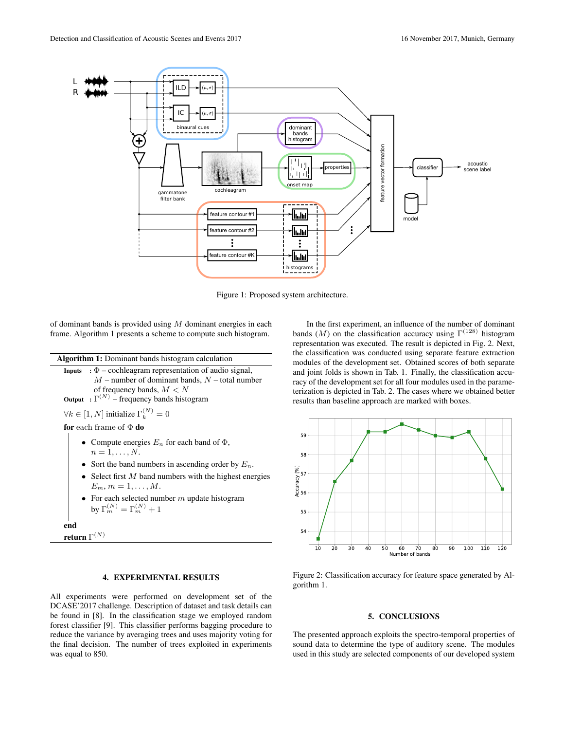Figure 1: Proposed system architecture.

of dominant bands is provided using $M$ dominant energies in each frame. Algorithm 1 presents a scheme to compute such histogram.

---

**Algorithm 1:** Dominant bands histogram calculation

---

**Inputs** : $\Phi$ – cochleagram representation of audio signal, $M$ – number of dominant bands, $N$ – total number of frequency bands, $M < N$

**Output** : $\Gamma^{(N)}$ – frequency bands histogram

$\forall k \in [1, N]$ initialize $\Gamma_k^{(N)} = 0$

**for** each frame of $\Phi$ **do**

- Compute energies $E_n$ for each band of $\Phi$, $n = 1, \ldots, N$.
- Sort the band numbers in ascending order by $E_n$.
- Select first $M$ band numbers with the highest energies $E_m, m = 1, \ldots, M$.
- For each selected number $m$ update histogram by $\Gamma_m^{(N)} = \Gamma_m^{(N)} + 1$

**end**

**return** $\Gamma^{(N)}$

---

## 4. EXPERIMENTAL RESULTS

All experiments were performed on development set of the DCASE'2017 challenge. Description of dataset and task details can be found in [8]. In the classification stage we employed random forest classifier [9]. This classifier performs bagging procedure to reduce the variance by averaging trees and uses majority voting for the final decision. The number of trees exploited in experiments was equal to 850.

In the first experiment, an influence of the number of dominant bands ($M$) on the classification accuracy using $\Gamma^{(128)}$ histogram representation was executed. The result is depicted in Fig. 2. Next, the classification was conducted using separate feature extraction modules of the development set. Obtained scores of both separate and joint folds is shown in Tab. 1. Finally, the classification accuracy of the development set for all four modules used in the parameterization is depicted in Tab. 2. The cases where we obtained better results than baseline approach are marked with boxes.

Figure 2: Classification accuracy for feature space generated by Algorithm 1.

## 5. CONCLUSIONS

The presented approach exploits the spectro-temporal properties of sound data to determine the type of auditory scene. The modules used in this study are selected components of our developed system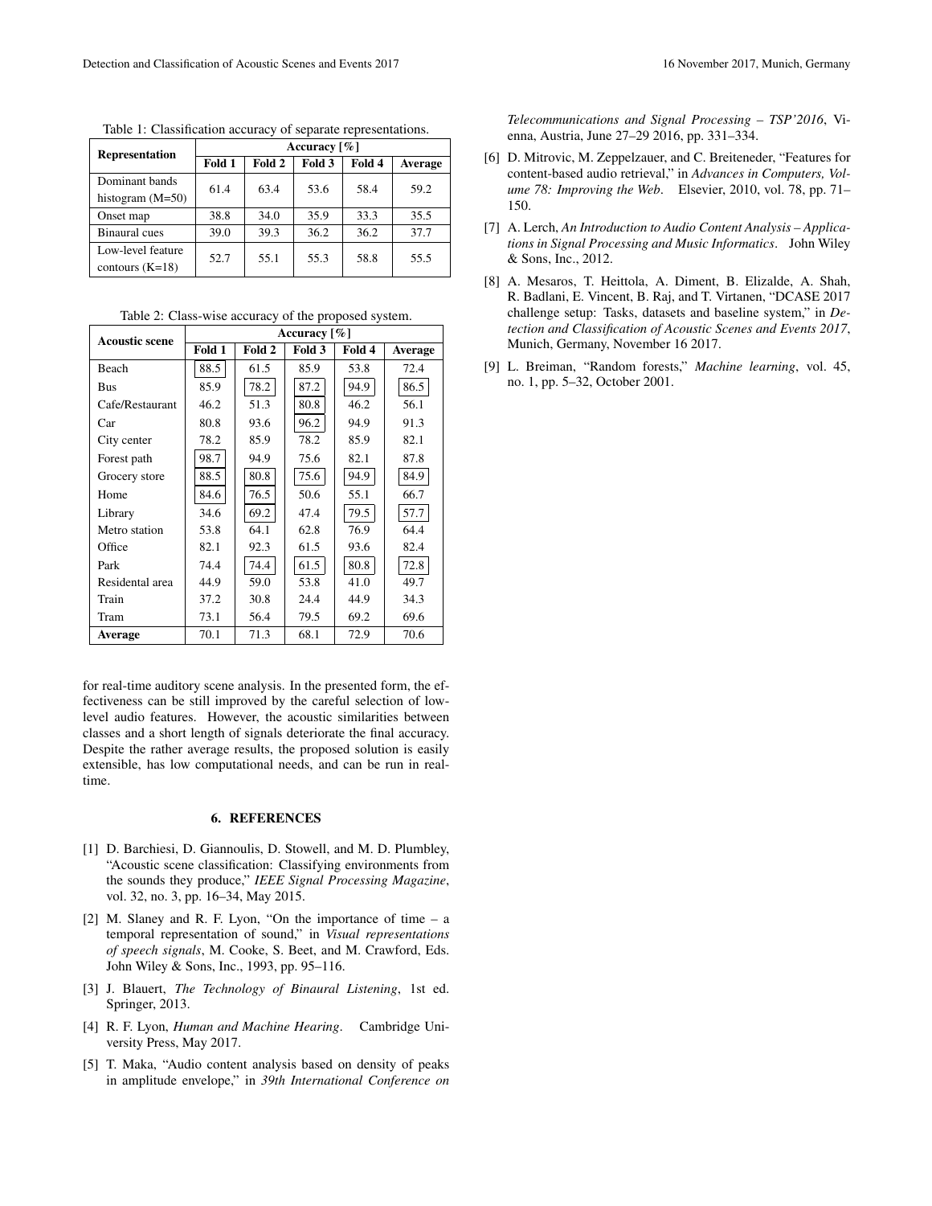Table 1: Classification accuracy of separate representations.

| Representation | Accuracy [%] | | | | |
|---|---|---|---|---|---|
| | Fold 1 | Fold 2 | Fold 3 | Fold 4 | Average |
| Dominant bands histogram (M=50) | 61.4 | 63.4 | 53.6 | 58.4 | 59.2 |
| Onset map | 38.8 | 34.0 | 35.9 | 33.3 | 35.5 |
| Binaural cues | 39.0 | 39.3 | 36.2 | 36.2 | 37.7 |
| Low-level feature contours (K=18) | 52.7 | 55.1 | 55.3 | 58.8 | 55.5 |

Table 2: Class-wise accuracy of the proposed system.

| Acoustic scene | Accuracy [%] | | | | |
|---|---|---|---|---|---|
| | Fold 1 | Fold 2 | Fold 3 | Fold 4 | Average |
| Beach | 88.5 | 61.5 | 85.9 | 53.8 | 72.4 |
| Bus | 85.9 | 78.2 | 87.2 | 94.9 | 86.5 |
| Cafe/Restaurant | 46.2 | 51.3 | 80.8 | 46.2 | 56.1 |
| Car | 80.8 | 93.6 | 96.2 | 94.9 | 91.3 |
| City center | 78.2 | 85.9 | 78.2 | 85.9 | 82.1 |
| Forest path | 98.7 | 94.9 | 75.6 | 82.1 | 87.8 |
| Grocery store | 88.5 | 80.8 | 75.6 | 94.9 | 84.9 |
| Home | 84.6 | 76.5 | 50.6 | 55.1 | 66.7 |
| Library | 34.6 | 69.2 | 47.4 | 79.5 | 57.7 |
| Metro station | 53.8 | 64.1 | 62.8 | 76.9 | 64.4 |
| Office | 82.1 | 92.3 | 61.5 | 93.6 | 82.4 |
| Park | 74.4 | 74.4 | 61.5 | 80.8 | 72.8 |
| Residental area | 44.9 | 59.0 | 53.8 | 41.0 | 49.7 |
| Train | 37.2 | 30.8 | 24.4 | 44.9 | 34.3 |
| Tram | 73.1 | 56.4 | 79.5 | 69.2 | 69.6 |
| **Average** | 70.1 | 71.3 | 68.1 | 72.9 | 70.6 |

for real-time auditory scene analysis. In the presented form, the effectiveness can be still improved by the careful selection of low-level audio features. However, the acoustic similarities between classes and a short length of signals deteriorate the final accuracy. Despite the rather average results, the proposed solution is easily extensible, has low computational needs, and can be run in real-time.

## 6. REFERENCES

[1] D. Barchiesi, D. Giannoulis, D. Stowell, and M. D. Plumbley, "Acoustic scene classification: Classifying environments from the sounds they produce," *IEEE Signal Processing Magazine*, vol. 32, no. 3, pp. 16–34, May 2015.

[2] M. Slaney and R. F. Lyon, "On the importance of time – a temporal representation of sound," in *Visual representations of speech signals*, M. Cooke, S. Beet, and M. Crawford, Eds. John Wiley & Sons, Inc., 1993, pp. 95–116.

[3] J. Blauert, *The Technology of Binaural Listening*, 1st ed. Springer, 2013.

[4] R. F. Lyon, *Human and Machine Hearing*. Cambridge University Press, May 2017.

[5] T. Maka, "Audio content analysis based on density of peaks in amplitude envelope," in *39th International Conference on Telecommunications and Signal Processing – TSP'2016*, Vienna, Austria, June 27–29 2016, pp. 331–334.

[6] D. Mitrovic, M. Zeppelzauer, and C. Breiteneder, "Features for content-based audio retrieval," in *Advances in Computers, Volume 78: Improving the Web*. Elsevier, 2010, vol. 78, pp. 71–150.

[7] A. Lerch, *An Introduction to Audio Content Analysis – Applications in Signal Processing and Music Informatics*. John Wiley & Sons, Inc., 2012.

[8] A. Mesaros, T. Heittola, A. Diment, B. Elizalde, A. Shah, R. Badlani, E. Vincent, B. Raj, and T. Virtanen, "DCASE 2017 challenge setup: Tasks, datasets and baseline system," in *Detection and Classification of Acoustic Scenes and Events 2017*, Munich, Germany, November 16 2017.

[9] L. Breiman, "Random forests," *Machine learning*, vol. 45, no. 1, pp. 5–32, October 2001.